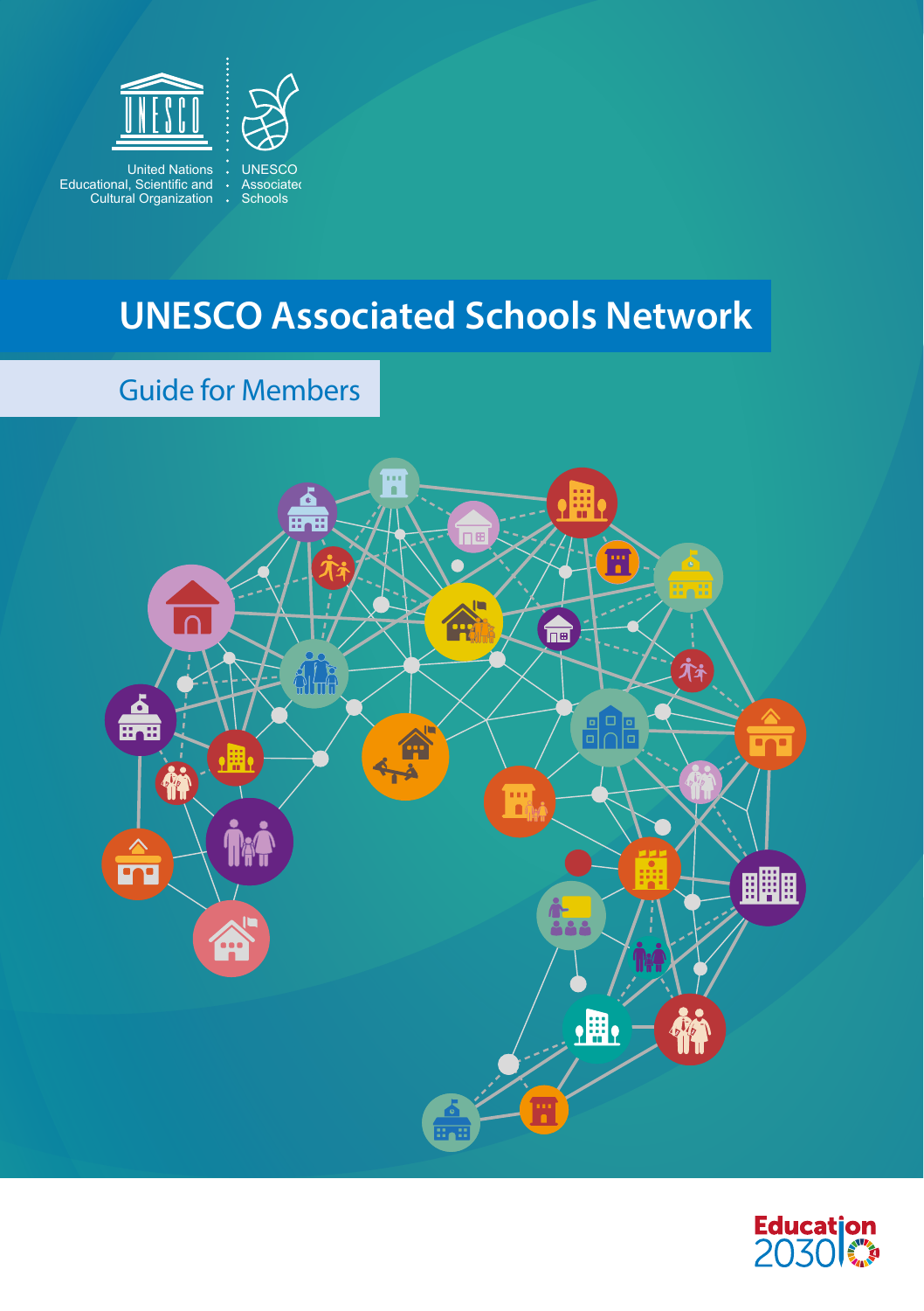United Nations
Educational, Scientific and
Cultural Organization

UNESCO
Associated
Schools

# UNESCO Associated Schools Network

## Guide for Members

Education 2030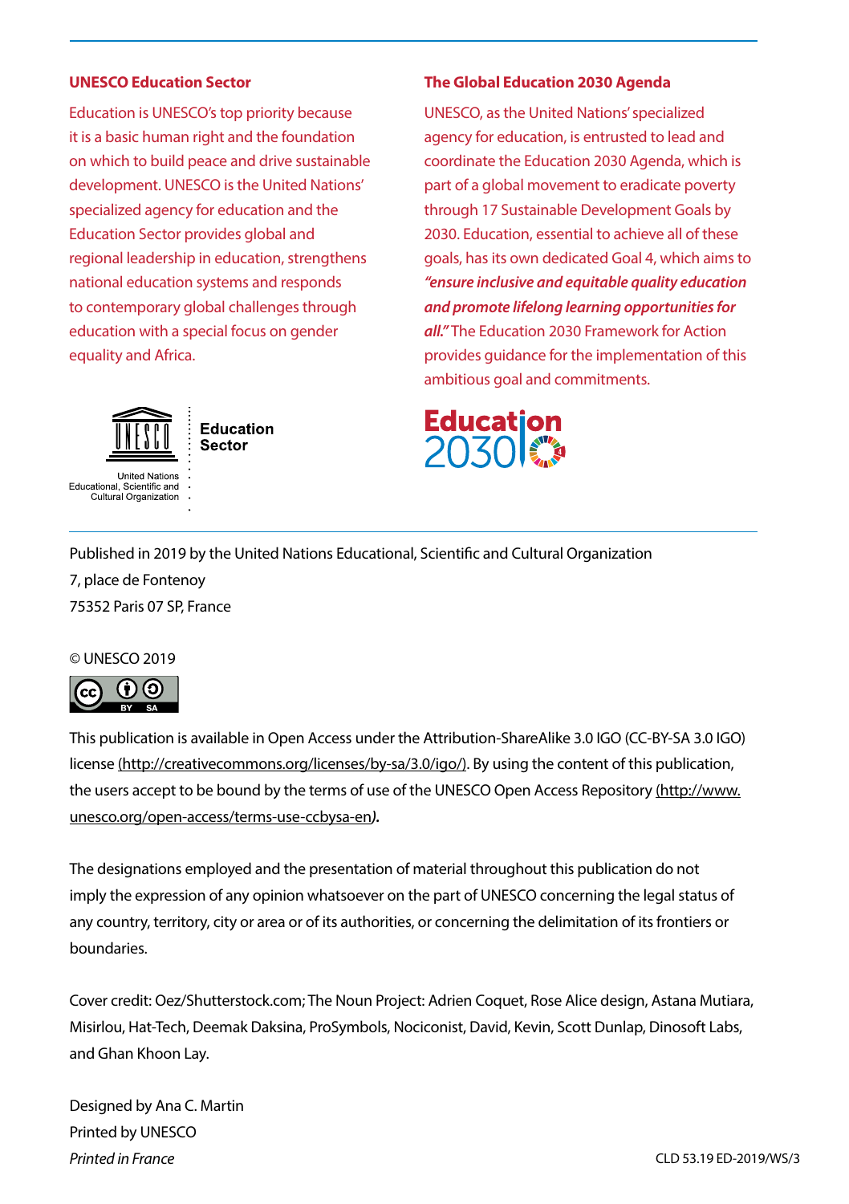## UNESCO Education Sector

Education is UNESCO's top priority because it is a basic human right and the foundation on which to build peace and drive sustainable development. UNESCO is the United Nations' specialized agency for education and the Education Sector provides global and regional leadership in education, strengthens national education systems and responds to contemporary global challenges through education with a special focus on gender equality and Africa.

## The Global Education 2030 Agenda

UNESCO, as the United Nations' specialized agency for education, is entrusted to lead and coordinate the Education 2030 Agenda, which is part of a global movement to eradicate poverty through 17 Sustainable Development Goals by 2030. Education, essential to achieve all of these goals, has its own dedicated Goal 4, which aims to ***"ensure inclusive and equitable quality education and promote lifelong learning opportunities for all."*** The Education 2030 Framework for Action provides guidance for the implementation of this ambitious goal and commitments.

UNESCO
United Nations Educational, Scientific and Cultural Organization
Education Sector

Education 2030

Published in 2019 by the United Nations Educational, Scientific and Cultural Organization
7, place de Fontenoy
75352 Paris 07 SP, France

© UNESCO 2019

This publication is available in Open Access under the Attribution-ShareAlike 3.0 IGO (CC-BY-SA 3.0 IGO) license (http://creativecommons.org/licenses/by-sa/3.0/igo/). By using the content of this publication, the users accept to be bound by the terms of use of the UNESCO Open Access Repository (http://www.unesco.org/open-access/terms-use-ccbysa-en).

The designations employed and the presentation of material throughout this publication do not imply the expression of any opinion whatsoever on the part of UNESCO concerning the legal status of any country, territory, city or area or of its authorities, or concerning the delimitation of its frontiers or boundaries.

Cover credit: Oez/Shutterstock.com; The Noun Project: Adrien Coquet, Rose Alice design, Astana Mutiara, Misirlou, Hat-Tech, Deemak Daksina, ProSymbols, Nociconist, David, Kevin, Scott Dunlap, Dinosoft Labs, and Ghan Khoon Lay.

Designed by Ana C. Martin
Printed by UNESCO
*Printed in France*

CLD 53.19 ED-2019/WS/3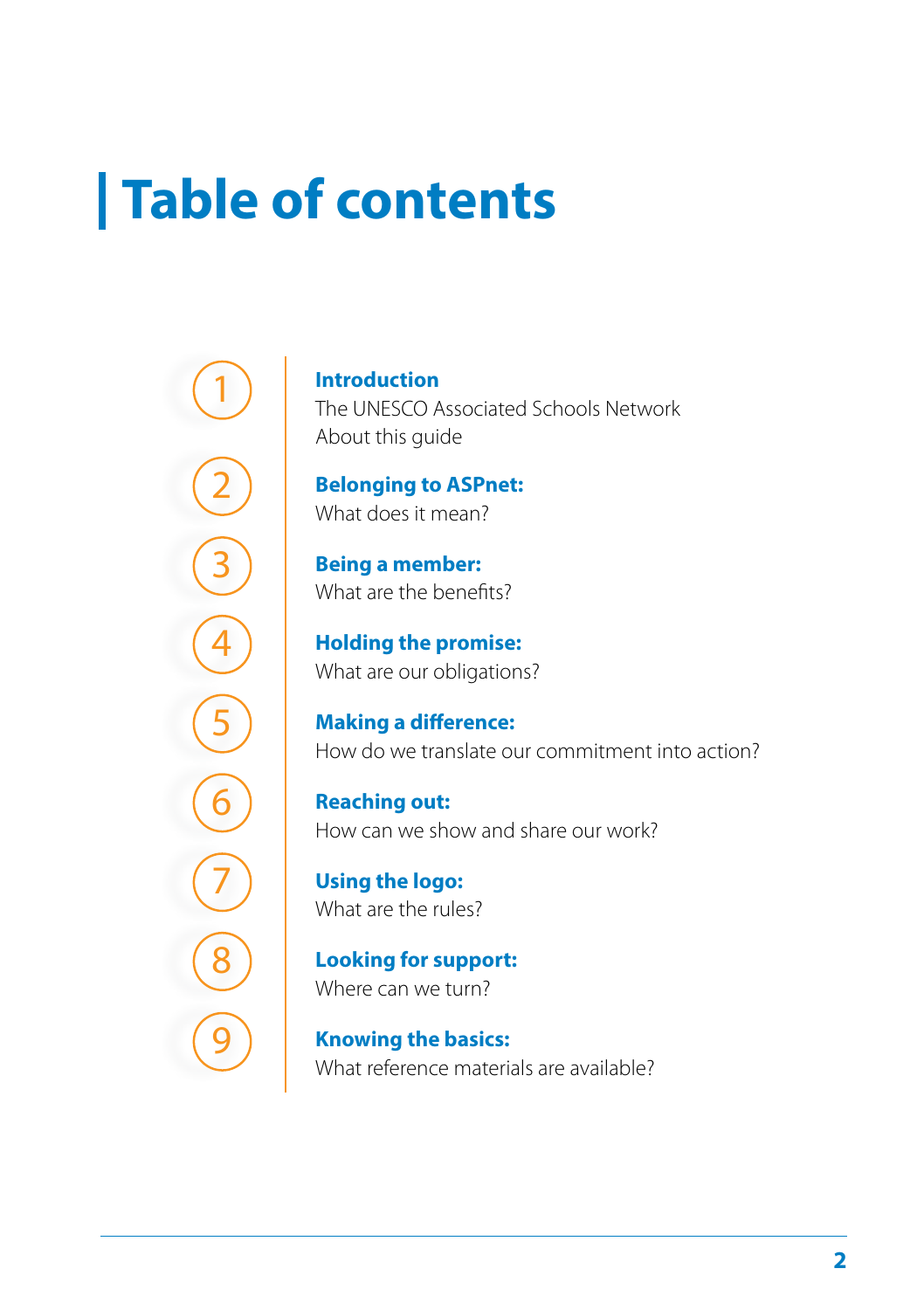# Table of contents

1. **Introduction**
   The UNESCO Associated Schools Network
   About this guide

2. **Belonging to ASPnet:**
   What does it mean?

3. **Being a member:**
   What are the benefits?

4. **Holding the promise:**
   What are our obligations?

5. **Making a difference:**
   How do we translate our commitment into action?

6. **Reaching out:**
   How can we show and share our work?

7. **Using the logo:**
   What are the rules?

8. **Looking for support:**
   Where can we turn?

9. **Knowing the basics:**
   What reference materials are available?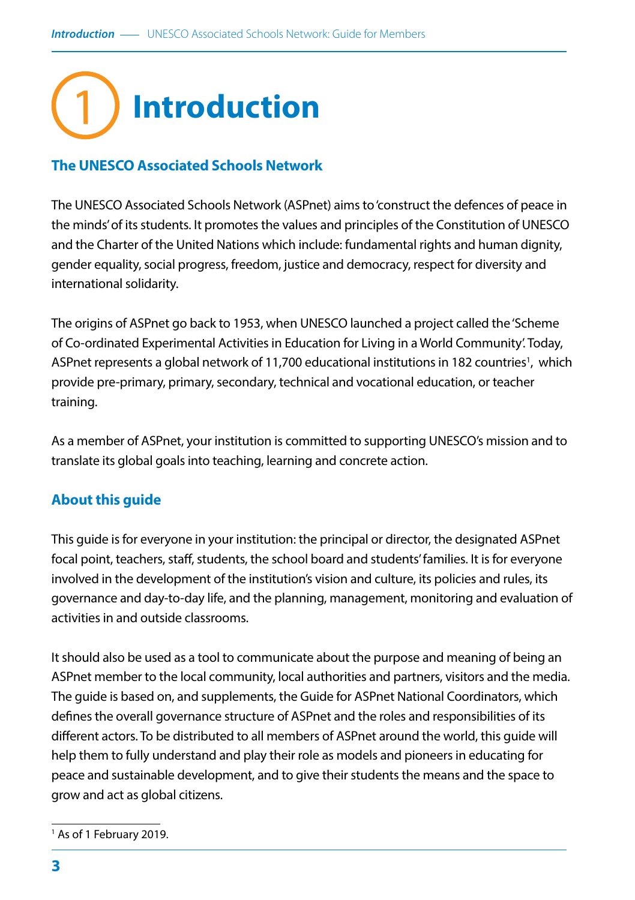# 1 Introduction

## The UNESCO Associated Schools Network

The UNESCO Associated Schools Network (ASPnet) aims to 'construct the defences of peace in the minds' of its students. It promotes the values and principles of the Constitution of UNESCO and the Charter of the United Nations which include: fundamental rights and human dignity, gender equality, social progress, freedom, justice and democracy, respect for diversity and international solidarity.

The origins of ASPnet go back to 1953, when UNESCO launched a project called the 'Scheme of Co-ordinated Experimental Activities in Education for Living in a World Community'. Today, ASPnet represents a global network of 11,700 educational institutions in 182 countries[1], which provide pre-primary, primary, secondary, technical and vocational education, or teacher training.

As a member of ASPnet, your institution is committed to supporting UNESCO's mission and to translate its global goals into teaching, learning and concrete action.

## About this guide

This guide is for everyone in your institution: the principal or director, the designated ASPnet focal point, teachers, staff, students, the school board and students' families. It is for everyone involved in the development of the institution's vision and culture, its policies and rules, its governance and day-to-day life, and the planning, management, monitoring and evaluation of activities in and outside classrooms.

It should also be used as a tool to communicate about the purpose and meaning of being an ASPnet member to the local community, local authorities and partners, visitors and the media. The guide is based on, and supplements, the Guide for ASPnet National Coordinators, which defines the overall governance structure of ASPnet and the roles and responsibilities of its different actors. To be distributed to all members of ASPnet around the world, this guide will help them to fully understand and play their role as models and pioneers in educating for peace and sustainable development, and to give their students the means and the space to grow and act as global citizens.

[1] As of 1 February 2019.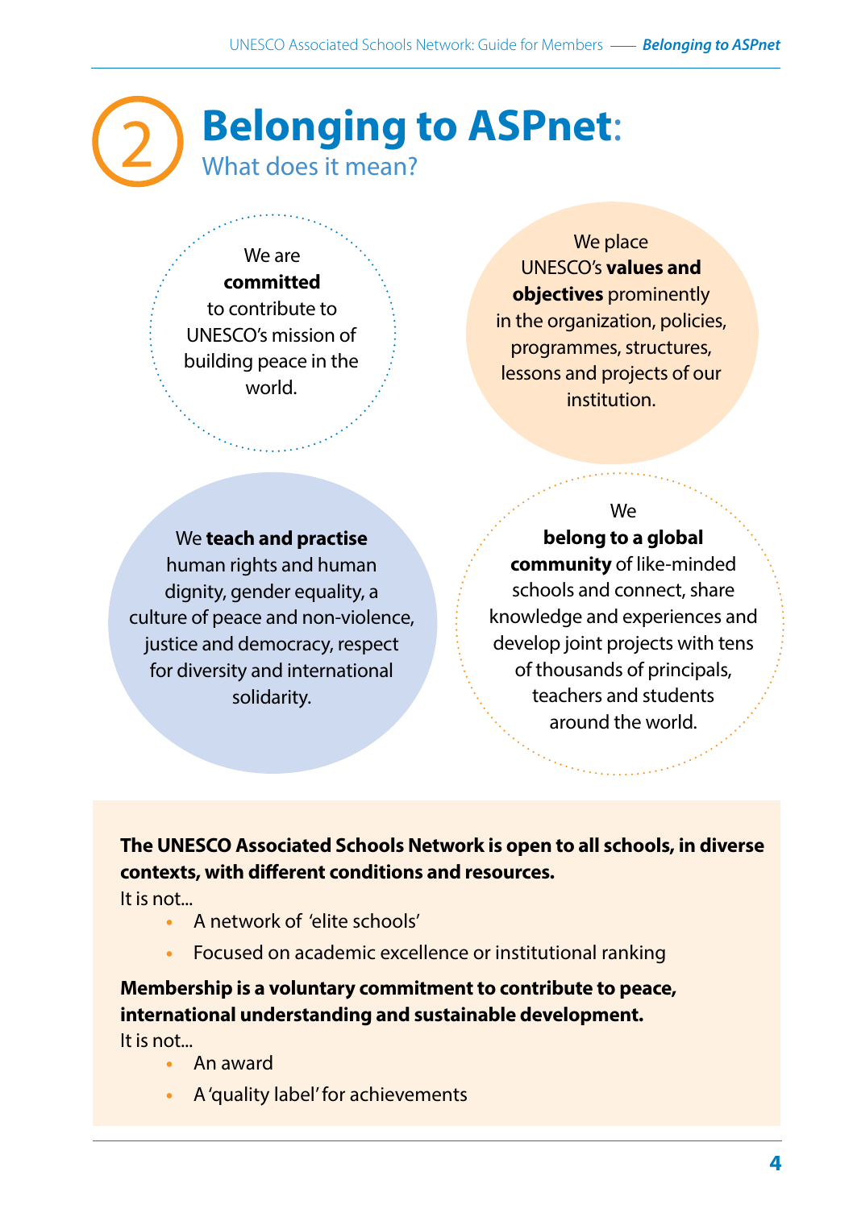# 2 Belonging to ASPnet: What does it mean?

We are **committed** to contribute to UNESCO's mission of building peace in the world.

We place UNESCO's **values and objectives** prominently in the organization, policies, programmes, structures, lessons and projects of our institution.

We **teach and practise** human rights and human dignity, gender equality, a culture of peace and non-violence, justice and democracy, respect for diversity and international solidarity.

We **belong to a global community** of like-minded schools and connect, share knowledge and experiences and develop joint projects with tens of thousands of principals, teachers and students around the world.

**The UNESCO Associated Schools Network is open to all schools, in diverse contexts, with different conditions and resources.**

It is not...

- A network of 'elite schools'
- Focused on academic excellence or institutional ranking

**Membership is a voluntary commitment to contribute to peace, international understanding and sustainable development.**

It is not...

- An award
- A 'quality label' for achievements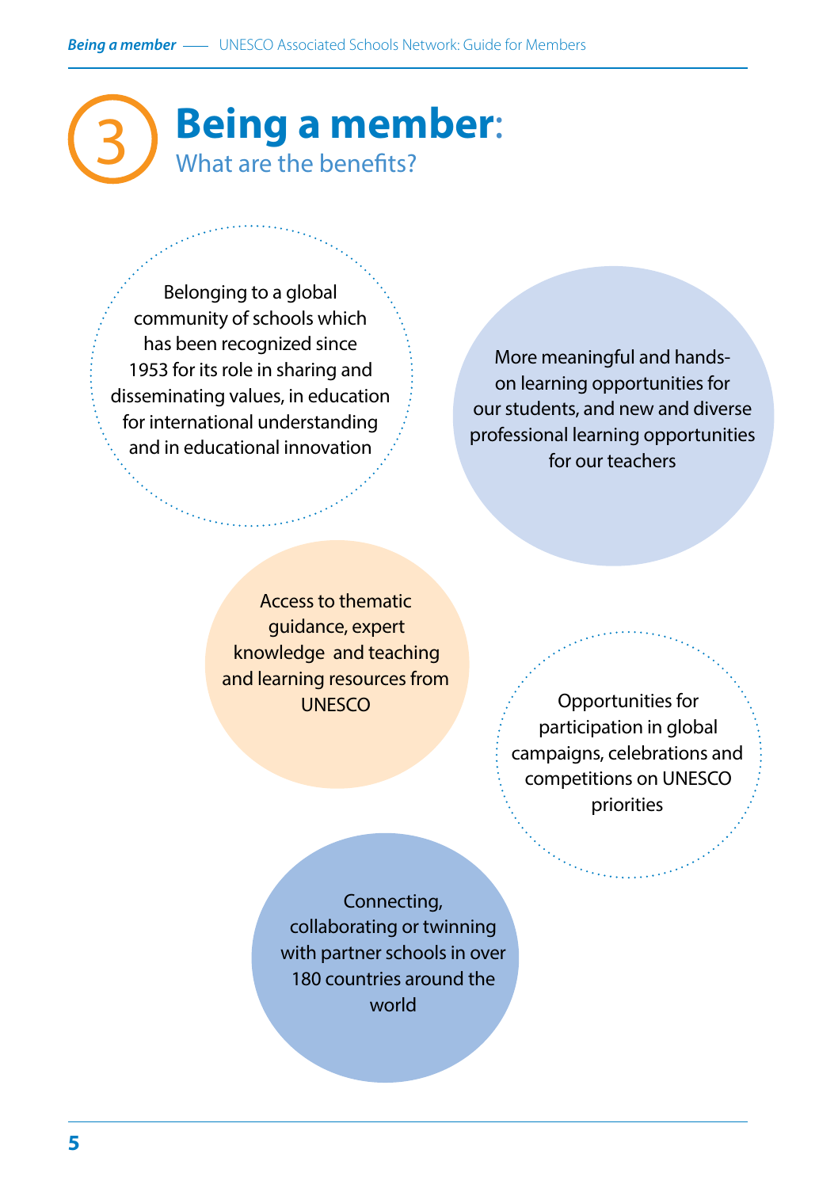# 3 Being a member: What are the benefits?

Belonging to a global community of schools which has been recognized since 1953 for its role in sharing and disseminating values, in education for international understanding and in educational innovation

More meaningful and hands-on learning opportunities for our students, and new and diverse professional learning opportunities for our teachers

Access to thematic guidance, expert knowledge and teaching and learning resources from UNESCO

Opportunities for participation in global campaigns, celebrations and competitions on UNESCO priorities

Connecting, collaborating or twinning with partner schools in over 180 countries around the world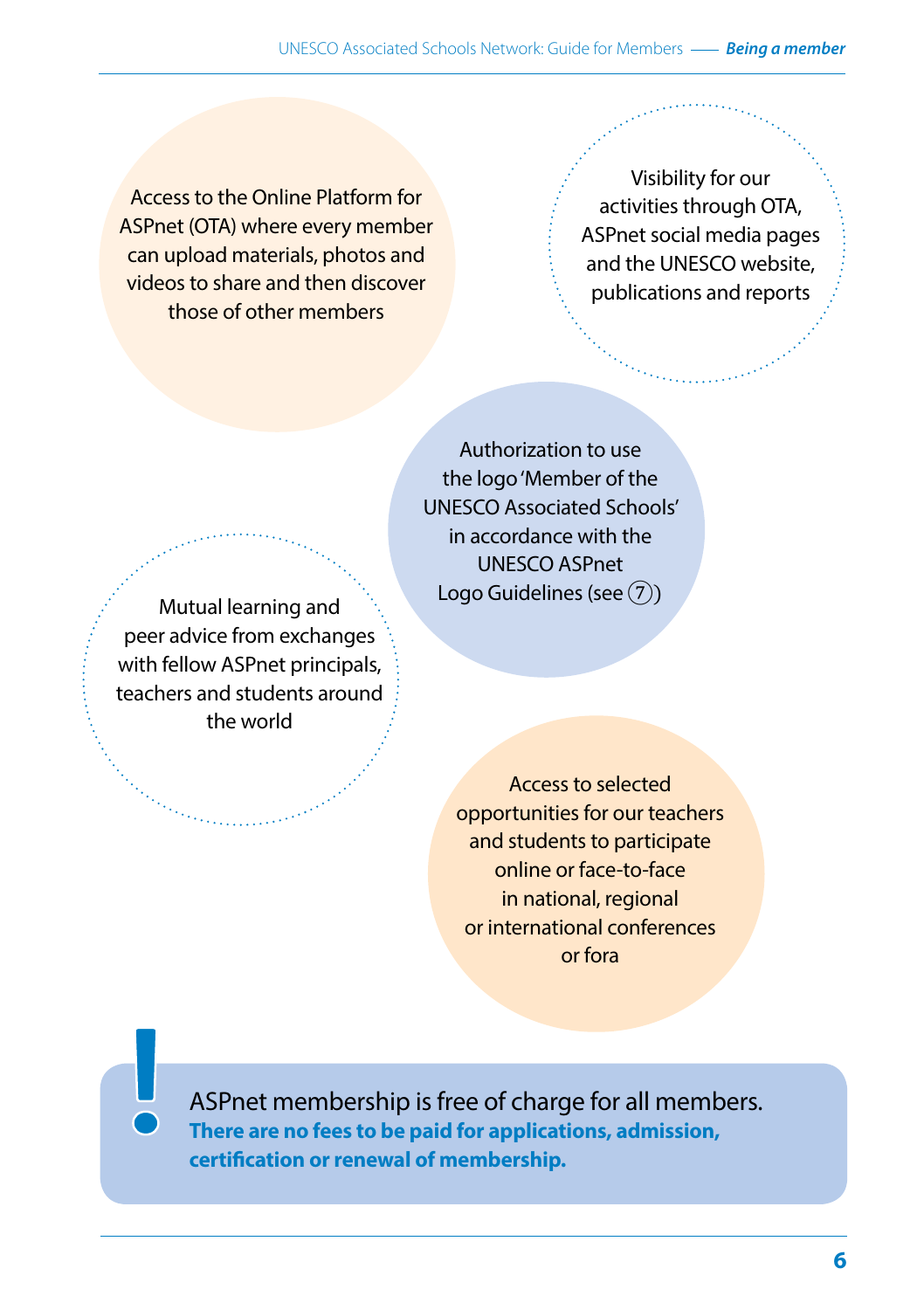Access to the Online Platform for ASPnet (OTA) where every member can upload materials, photos and videos to share and then discover those of other members

Visibility for our activities through OTA, ASPnet social media pages and the UNESCO website, publications and reports

Authorization to use the logo 'Member of the UNESCO Associated Schools' in accordance with the UNESCO ASPnet Logo Guidelines (see ⑦)

Mutual learning and peer advice from exchanges with fellow ASPnet principals, teachers and students around the world

Access to selected opportunities for our teachers and students to participate online or face-to-face in national, regional or international conferences or fora

ASPnet membership is free of charge for all members. **There are no fees to be paid for applications, admission, certification or renewal of membership.**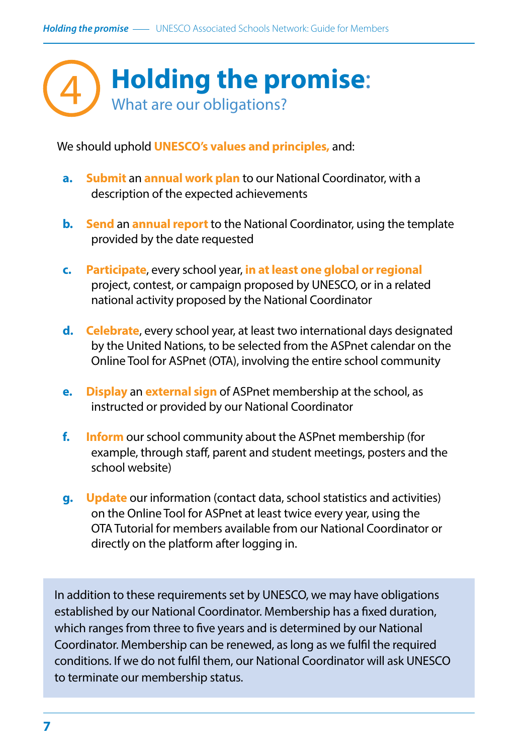# 4 Holding the promise: What are our obligations?

We should uphold **UNESCO's values and principles,** and:

a. **Submit** an **annual work plan** to our National Coordinator, with a description of the expected achievements

b. **Send** an **annual report** to the National Coordinator, using the template provided by the date requested

c. **Participate**, every school year, **in at least one global or regional** project, contest, or campaign proposed by UNESCO, or in a related national activity proposed by the National Coordinator

d. **Celebrate**, every school year, at least two international days designated by the United Nations, to be selected from the ASPnet calendar on the Online Tool for ASPnet (OTA), involving the entire school community

e. **Display** an **external sign** of ASPnet membership at the school, as instructed or provided by our National Coordinator

f. **Inform** our school community about the ASPnet membership (for example, through staff, parent and student meetings, posters and the school website)

g. **Update** our information (contact data, school statistics and activities) on the Online Tool for ASPnet at least twice every year, using the OTA Tutorial for members available from our National Coordinator or directly on the platform after logging in.

In addition to these requirements set by UNESCO, we may have obligations established by our National Coordinator. Membership has a fixed duration, which ranges from three to five years and is determined by our National Coordinator. Membership can be renewed, as long as we fulfil the required conditions. If we do not fulfil them, our National Coordinator will ask UNESCO to terminate our membership status.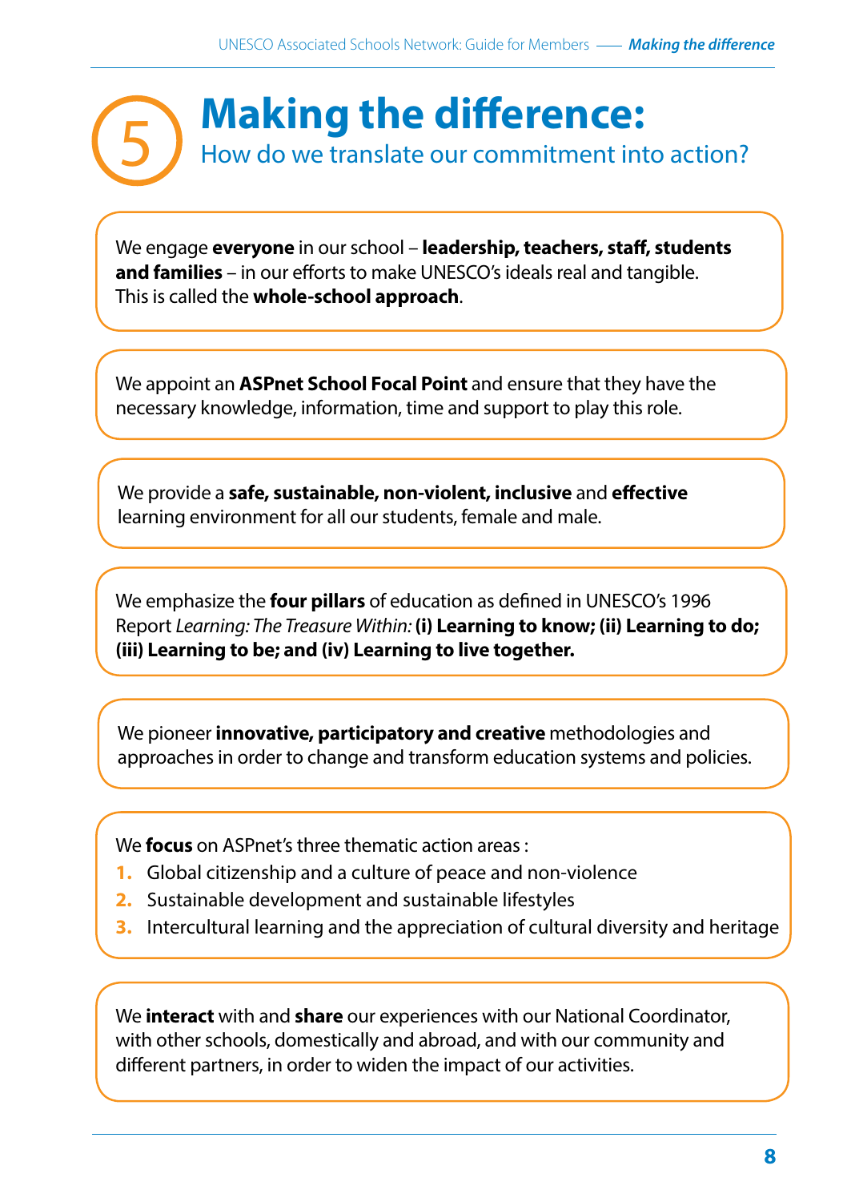# 5 Making the difference:

## How do we translate our commitment into action?

We engage **everyone** in our school – **leadership, teachers, staff, students and families** – in our efforts to make UNESCO's ideals real and tangible. This is called the **whole-school approach**.

We appoint an **ASPnet School Focal Point** and ensure that they have the necessary knowledge, information, time and support to play this role.

We provide a **safe, sustainable, non-violent, inclusive** and **effective** learning environment for all our students, female and male.

We emphasize the **four pillars** of education as defined in UNESCO's 1996 Report *Learning: The Treasure Within:* **(i) Learning to know; (ii) Learning to do; (iii) Learning to be; and (iv) Learning to live together.**

We pioneer **innovative, participatory and creative** methodologies and approaches in order to change and transform education systems and policies.

We **focus** on ASPnet's three thematic action areas :

1. Global citizenship and a culture of peace and non-violence
2. Sustainable development and sustainable lifestyles
3. Intercultural learning and the appreciation of cultural diversity and heritage

We **interact** with and **share** our experiences with our National Coordinator, with other schools, domestically and abroad, and with our community and different partners, in order to widen the impact of our activities.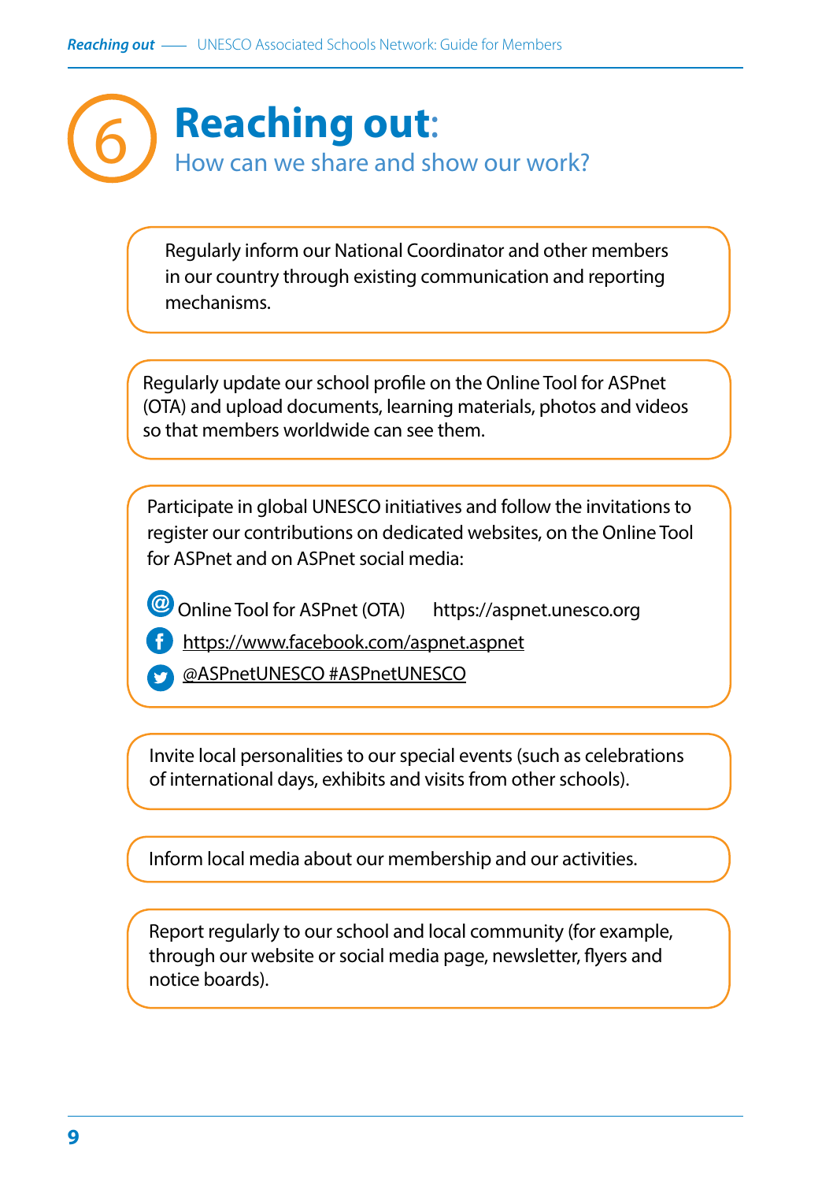# 6 Reaching out:

## How can we share and show our work?

Regularly inform our National Coordinator and other members in our country through existing communication and reporting mechanisms.

Regularly update our school profile on the Online Tool for ASPnet (OTA) and upload documents, learning materials, photos and videos so that members worldwide can see them.

Participate in global UNESCO initiatives and follow the invitations to register our contributions on dedicated websites, on the Online Tool for ASPnet and on ASPnet social media:

- Online Tool for ASPnet (OTA) https://aspnet.unesco.org
- https://www.facebook.com/aspnet.aspnet
- @ASPnetUNESCO #ASPnetUNESCO

Invite local personalities to our special events (such as celebrations of international days, exhibits and visits from other schools).

Inform local media about our membership and our activities.

Report regularly to our school and local community (for example, through our website or social media page, newsletter, flyers and notice boards).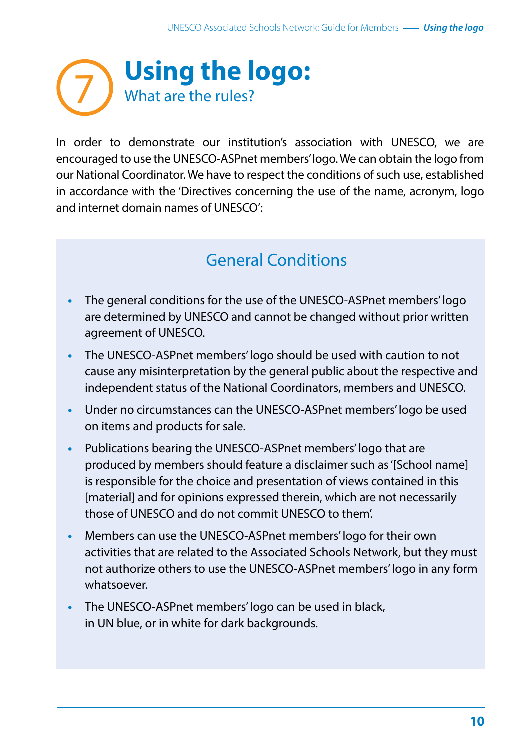# 7 Using the logo:

## What are the rules?

In order to demonstrate our institution's association with UNESCO, we are encouraged to use the UNESCO-ASPnet members' logo. We can obtain the logo from our National Coordinator. We have to respect the conditions of such use, established in accordance with the 'Directives concerning the use of the name, acronym, logo and internet domain names of UNESCO':

### General Conditions

- The general conditions for the use of the UNESCO-ASPnet members' logo are determined by UNESCO and cannot be changed without prior written agreement of UNESCO.
- The UNESCO-ASPnet members' logo should be used with caution to not cause any misinterpretation by the general public about the respective and independent status of the National Coordinators, members and UNESCO.
- Under no circumstances can the UNESCO-ASPnet members' logo be used on items and products for sale.
- Publications bearing the UNESCO-ASPnet members' logo that are produced by members should feature a disclaimer such as '[School name] is responsible for the choice and presentation of views contained in this [material] and for opinions expressed therein, which are not necessarily those of UNESCO and do not commit UNESCO to them'.
- Members can use the UNESCO-ASPnet members' logo for their own activities that are related to the Associated Schools Network, but they must not authorize others to use the UNESCO-ASPnet members' logo in any form whatsoever.
- The UNESCO-ASPnet members' logo can be used in black, in UN blue, or in white for dark backgrounds.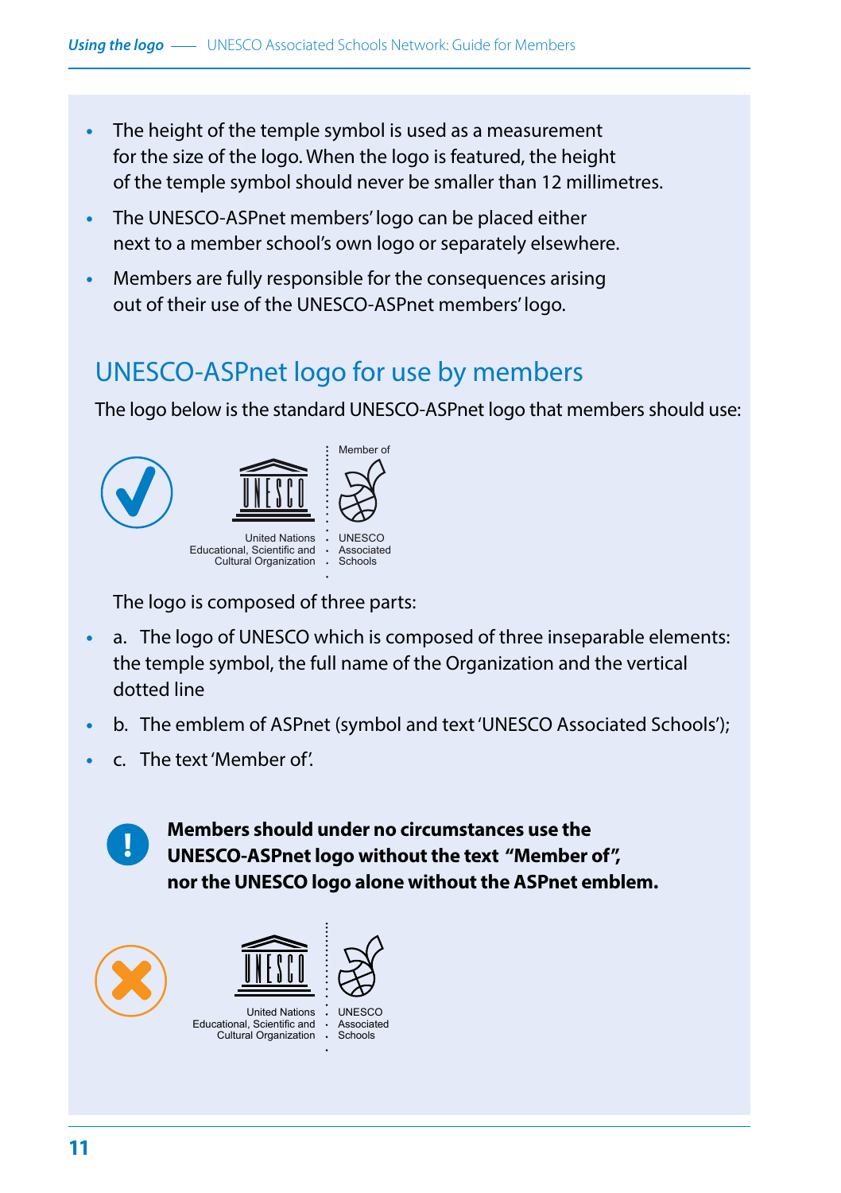- The height of the temple symbol is used as a measurement for the size of the logo. When the logo is featured, the height of the temple symbol should never be smaller than 12 millimetres.
- The UNESCO-ASPnet members' logo can be placed either next to a member school's own logo or separately elsewhere.
- Members are fully responsible for the consequences arising out of their use of the UNESCO-ASPnet members' logo.

## UNESCO-ASPnet logo for use by members

The logo below is the standard UNESCO-ASPnet logo that members should use:

United Nations Educational, Scientific and Cultural Organization · Member of UNESCO Associated Schools

The logo is composed of three parts:

- a. The logo of UNESCO which is composed of three inseparable elements: the temple symbol, the full name of the Organization and the vertical dotted line
- b. The emblem of ASPnet (symbol and text 'UNESCO Associated Schools');
- c. The text 'Member of'.

**Members should under no circumstances use the UNESCO-ASPnet logo without the text "Member of", nor the UNESCO logo alone without the ASPnet emblem.**

United Nations Educational, Scientific and Cultural Organization · UNESCO Associated Schools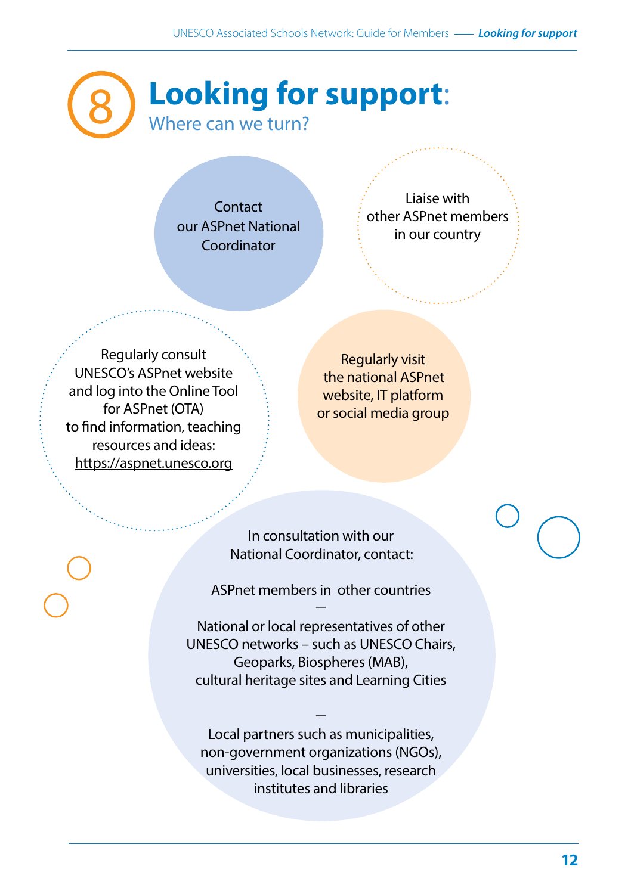# 8 Looking for support:

## Where can we turn?

Contact our ASPnet National Coordinator

Liaise with other ASPnet members in our country

Regularly consult UNESCO's ASPnet website and log into the Online Tool for ASPnet (OTA) to find information, teaching resources and ideas: https://aspnet.unesco.org

Regularly visit the national ASPnet website, IT platform or social media group

In consultation with our National Coordinator, contact:

ASPnet members in other countries

—

National or local representatives of other UNESCO networks – such as UNESCO Chairs, Geoparks, Biospheres (MAB), cultural heritage sites and Learning Cities

—

Local partners such as municipalities, non-government organizations (NGOs), universities, local businesses, research institutes and libraries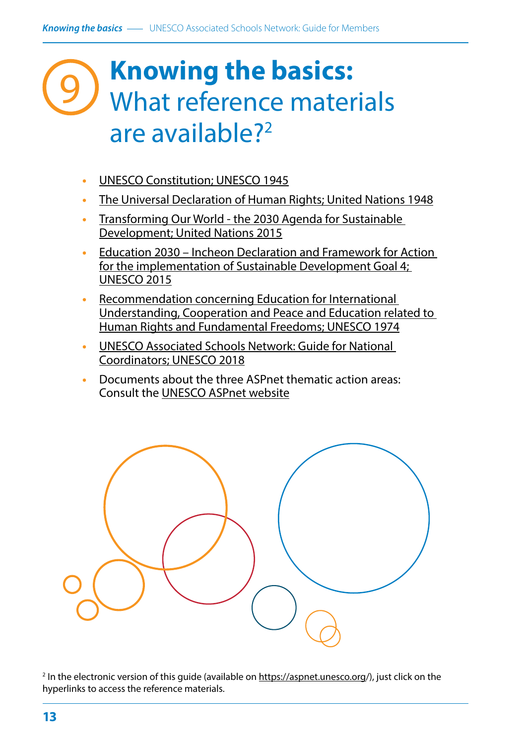# 9 Knowing the basics: What reference materials are available?[2]

- UNESCO Constitution; UNESCO 1945
- The Universal Declaration of Human Rights; United Nations 1948
- Transforming Our World - the 2030 Agenda for Sustainable Development; United Nations 2015
- Education 2030 – Incheon Declaration and Framework for Action for the implementation of Sustainable Development Goal 4; UNESCO 2015
- Recommendation concerning Education for International Understanding, Cooperation and Peace and Education related to Human Rights and Fundamental Freedoms; UNESCO 1974
- UNESCO Associated Schools Network: Guide for National Coordinators; UNESCO 2018
- Documents about the three ASPnet thematic action areas: Consult the UNESCO ASPnet website

[2] In the electronic version of this guide (available on https://aspnet.unesco.org/), just click on the hyperlinks to access the reference materials.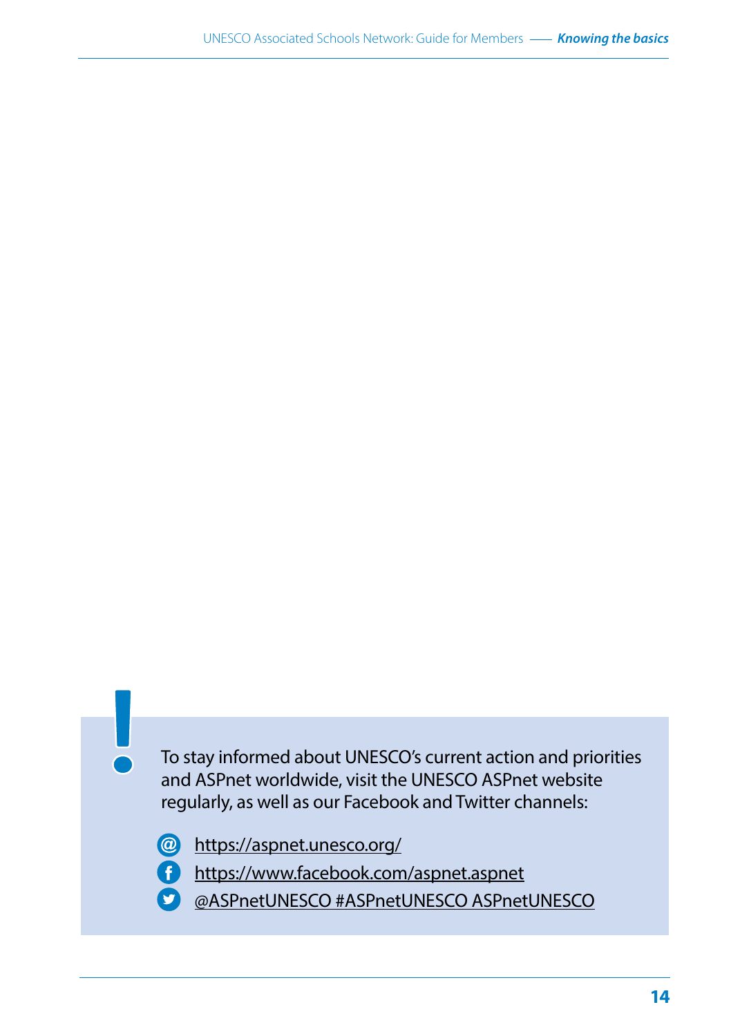To stay informed about UNESCO's current action and priorities and ASPnet worldwide, visit the UNESCO ASPnet website regularly, as well as our Facebook and Twitter channels:

- https://aspnet.unesco.org/
- https://www.facebook.com/aspnet.aspnet
- @ASPnetUNESCO #ASPnetUNESCO ASPnetUNESCO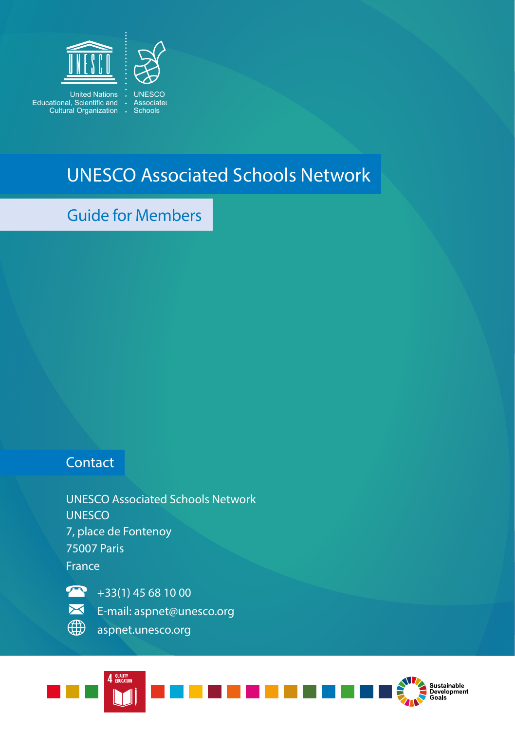United Nations Educational, Scientific and Cultural Organization

UNESCO Associated Schools

# UNESCO Associated Schools Network

## Guide for Members

## Contact

UNESCO Associated Schools Network
UNESCO
7, place de Fontenoy
75007 Paris
France

+33(1) 45 68 10 00
E-mail: aspnet@unesco.org
aspnet.unesco.org

4 QUALITY EDUCATION

Sustainable Development Goals